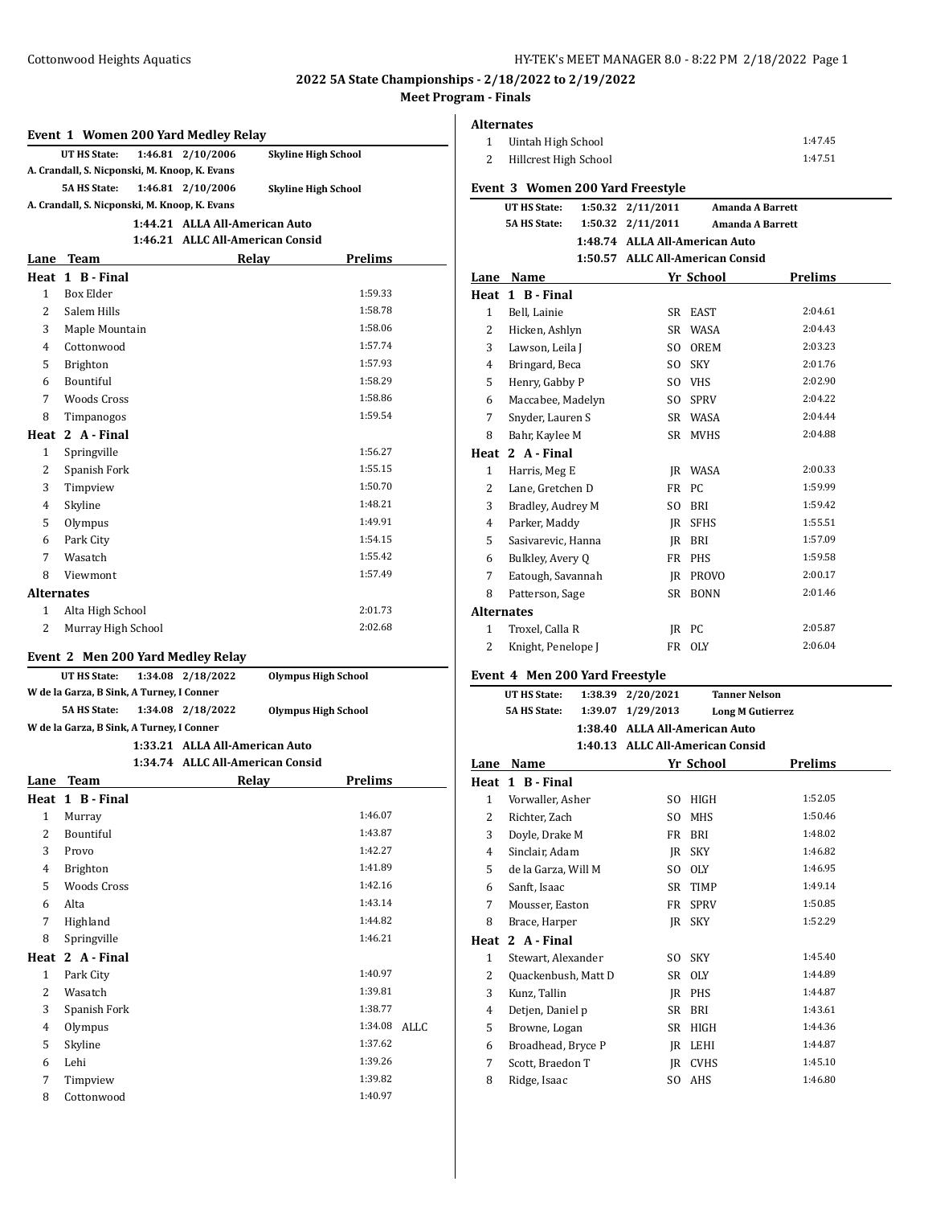## 2022 5A State Championships - 2/18/2022 to 2/19/2022

### Meet Program - Finals

### Event 1 Women 200 Yard Medley Relay

**UT HS State:** 1:46.81 2/10/2006 **Skyline High School**
A. Crandall, S. Nicponski, M. Knoop, K. Evans

**5A HS State:** 1:46.81 2/10/2006 **Skyline High School**
A. Crandall, S. Nicponski, M. Knoop, K. Evans

1:44.21 ALLA All-American Auto
1:46.21 ALLC All-American Consid

| Lane | Team | Relay | Prelims |
|---|---|---|---|
| **Heat 1 B - Final** | | | |
| 1 | Box Elder | | 1:59.33 |
| 2 | Salem Hills | | 1:58.78 |
| 3 | Maple Mountain | | 1:58.06 |
| 4 | Cottonwood | | 1:57.74 |
| 5 | Brighton | | 1:57.93 |
| 6 | Bountiful | | 1:58.29 |
| 7 | Woods Cross | | 1:58.86 |
| 8 | Timpanogos | | 1:59.54 |
| **Heat 2 A - Final** | | | |
| 1 | Springville | | 1:56.27 |
| 2 | Spanish Fork | | 1:55.15 |
| 3 | Timpview | | 1:50.70 |
| 4 | Skyline | | 1:48.21 |
| 5 | Olympus | | 1:49.91 |
| 6 | Park City | | 1:54.15 |
| 7 | Wasatch | | 1:55.42 |
| 8 | Viewmont | | 1:57.49 |

**Alternates**

| | Team | Prelims |
|---|---|---|
| 1 | Alta High School | 2:01.73 |
| 2 | Murray High School | 2:02.68 |

### Event 2 Men 200 Yard Medley Relay

**UT HS State:** 1:34.08 2/18/2022 **Olympus High School**
W de la Garza, B Sink, A Turney, I Conner

**5A HS State:** 1:34.08 2/18/2022 **Olympus High School**
W de la Garza, B Sink, A Turney, I Conner

1:33.21 ALLA All-American Auto
1:34.74 ALLC All-American Consid

| Lane | Team | Relay | Prelims | |
|---|---|---|---|---|
| **Heat 1 B - Final** | | | | |
| 1 | Murray | | 1:46.07 | |
| 2 | Bountiful | | 1:43.87 | |
| 3 | Provo | | 1:42.27 | |
| 4 | Brighton | | 1:41.89 | |
| 5 | Woods Cross | | 1:42.16 | |
| 6 | Alta | | 1:43.14 | |
| 7 | Highland | | 1:44.82 | |
| 8 | Springville | | 1:46.21 | |
| **Heat 2 A - Final** | | | | |
| 1 | Park City | | 1:40.97 | |
| 2 | Wasatch | | 1:39.81 | |
| 3 | Spanish Fork | | 1:38.77 | |
| 4 | Olympus | | 1:34.08 | ALLC |
| 5 | Skyline | | 1:37.62 | |
| 6 | Lehi | | 1:39.26 | |
| 7 | Timpview | | 1:39.82 | |
| 8 | Cottonwood | | 1:40.97 | |

**Alternates**

| | Team | Prelims |
|---|---|---|
| 1 | Uintah High School | 1:47.45 |
| 2 | Hillcrest High School | 1:47.51 |

### Event 3 Women 200 Yard Freestyle

**UT HS State:** 1:50.32 2/11/2011 **Amanda A Barrett**
**5A HS State:** 1:50.32 2/11/2011 **Amanda A Barrett**

1:48.74 ALLA All-American Auto
1:50.57 ALLC All-American Consid

| Lane | Name | Yr | School | Prelims |
|---|---|---|---|---|
| **Heat 1 B - Final** | | | | |
| 1 | Bell, Lainie | SR | EAST | 2:04.61 |
| 2 | Hicken, Ashlyn | SR | WASA | 2:04.43 |
| 3 | Lawson, Leila J | SO | OREM | 2:03.23 |
| 4 | Bringard, Beca | SO | SKY | 2:01.76 |
| 5 | Henry, Gabby P | SO | VHS | 2:02.90 |
| 6 | Maccabee, Madelyn | SO | SPRV | 2:04.22 |
| 7 | Snyder, Lauren S | SR | WASA | 2:04.44 |
| 8 | Bahr, Kaylee M | SR | MVHS | 2:04.88 |
| **Heat 2 A - Final** | | | | |
| 1 | Harris, Meg E | JR | WASA | 2:00.33 |
| 2 | Lane, Gretchen D | FR | PC | 1:59.99 |
| 3 | Bradley, Audrey M | SO | BRI | 1:59.42 |
| 4 | Parker, Maddy | JR | SFHS | 1:55.51 |
| 5 | Sasivarevic, Hanna | JR | BRI | 1:57.09 |
| 6 | Bulkley, Avery Q | FR | PHS | 1:59.58 |
| 7 | Eatough, Savannah | JR | PROVO | 2:00.17 |
| 8 | Patterson, Sage | SR | BONN | 2:01.46 |

**Alternates**

| | Name | Yr | School | Prelims |
|---|---|---|---|---|
| 1 | Troxel, Calla R | JR | PC | 2:05.87 |
| 2 | Knight, Penelope J | FR | OLY | 2:06.04 |

### Event 4 Men 200 Yard Freestyle

**UT HS State:** 1:38.39 2/20/2021 **Tanner Nelson**
**5A HS State:** 1:39.07 1/29/2013 **Long M Gutierrez**

1:38.40 ALLA All-American Auto
1:40.13 ALLC All-American Consid

| Lane | Name | Yr | School | Prelims |
|---|---|---|---|---|
| **Heat 1 B - Final** | | | | |
| 1 | Vorwaller, Asher | SO | HIGH | 1:52.05 |
| 2 | Richter, Zach | SO | MHS | 1:50.46 |
| 3 | Doyle, Drake M | FR | BRI | 1:48.02 |
| 4 | Sinclair, Adam | JR | SKY | 1:46.82 |
| 5 | de la Garza, Will M | SO | OLY | 1:46.95 |
| 6 | Sanft, Isaac | SR | TIMP | 1:49.14 |
| 7 | Mousser, Easton | FR | SPRV | 1:50.85 |
| 8 | Brace, Harper | JR | SKY | 1:52.29 |
| **Heat 2 A - Final** | | | | |
| 1 | Stewart, Alexander | SO | SKY | 1:45.40 |
| 2 | Quackenbush, Matt D | SR | OLY | 1:44.89 |
| 3 | Kunz, Tallin | JR | PHS | 1:44.87 |
| 4 | Detjen, Daniel p | SR | BRI | 1:43.61 |
| 5 | Browne, Logan | SR | HIGH | 1:44.36 |
| 6 | Broadhead, Bryce P | JR | LEHI | 1:44.87 |
| 7 | Scott, Braedon T | JR | CVHS | 1:45.10 |
| 8 | Ridge, Isaac | SO | AHS | 1:46.80 |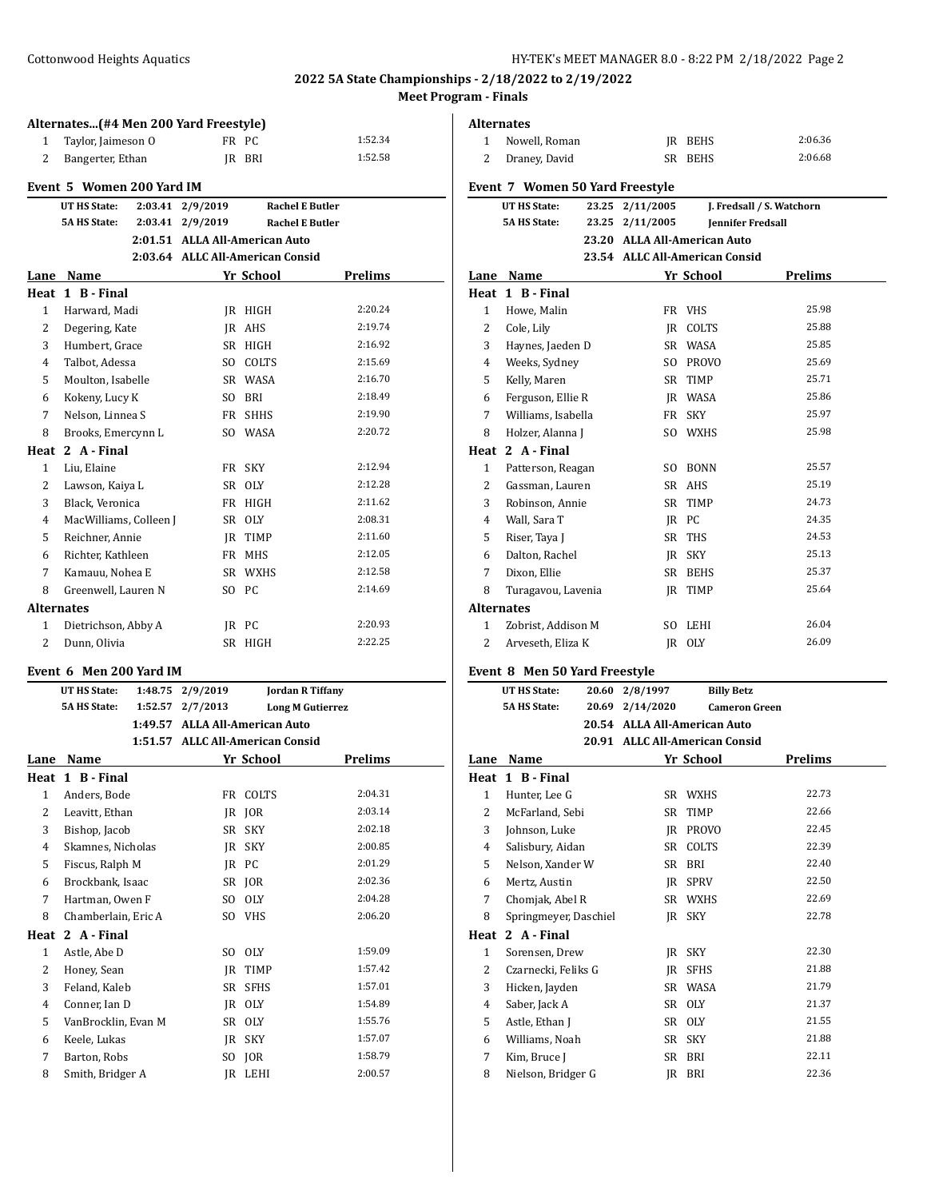### Alternates...(#4 Men 200 Yard Freestyle)

| # | Name | Yr | School | Time |
|---|---|---|---|---|
| 1 | Taylor, Jaimeson O | FR | PC | 1:52.34 |
| 2 | Bangerter, Ethan | JR | BRI | 1:52.58 |

### Event 5 Women 200 Yard IM

| | | | |
|---|---|---|---|
| UT HS State: | 2:03.41 | 2/9/2019 | Rachel E Butler |
| 5A HS State: | 2:03.41 | 2/9/2019 | Rachel E Butler |
| | 2:01.51 | ALLA All-American Auto | |
| | 2:03.64 | ALLC All-American Consid | |

| Lane | Name | Yr | School | Prelims |
|---|---|---|---|---|
| **Heat 1 B - Final** | | | | |
| 1 | Harward, Madi | JR | HIGH | 2:20.24 |
| 2 | Degering, Kate | JR | AHS | 2:19.74 |
| 3 | Humbert, Grace | SR | HIGH | 2:16.92 |
| 4 | Talbot, Adessa | SO | COLTS | 2:15.69 |
| 5 | Moulton, Isabelle | SR | WASA | 2:16.70 |
| 6 | Kokeny, Lucy K | SO | BRI | 2:18.49 |
| 7 | Nelson, Linnea S | FR | SHHS | 2:19.90 |
| 8 | Brooks, Emercynn L | SO | WASA | 2:20.72 |
| **Heat 2 A - Final** | | | | |
| 1 | Liu, Elaine | FR | SKY | 2:12.94 |
| 2 | Lawson, Kaiya L | SR | OLY | 2:12.28 |
| 3 | Black, Veronica | FR | HIGH | 2:11.62 |
| 4 | MacWilliams, Colleen J | SR | OLY | 2:08.31 |
| 5 | Reichner, Annie | JR | TIMP | 2:11.60 |
| 6 | Richter, Kathleen | FR | MHS | 2:12.05 |
| 7 | Kamauu, Nohea E | SR | WXHS | 2:12.58 |
| 8 | Greenwell, Lauren N | SO | PC | 2:14.69 |
| **Alternates** | | | | |
| 1 | Dietrichson, Abby A | JR | PC | 2:20.93 |
| 2 | Dunn, Olivia | SR | HIGH | 2:22.25 |

### Event 6 Men 200 Yard IM

| | | | |
|---|---|---|---|
| UT HS State: | 1:48.75 | 2/9/2019 | Jordan R Tiffany |
| 5A HS State: | 1:52.57 | 2/7/2013 | Long M Gutierrez |
| | 1:49.57 | ALLA All-American Auto | |
| | 1:51.57 | ALLC All-American Consid | |

| Lane | Name | Yr | School | Prelims |
|---|---|---|---|---|
| **Heat 1 B - Final** | | | | |
| 1 | Anders, Bode | FR | COLTS | 2:04.31 |
| 2 | Leavitt, Ethan | JR | JOR | 2:03.14 |
| 3 | Bishop, Jacob | SR | SKY | 2:02.18 |
| 4 | Skamnes, Nicholas | JR | SKY | 2:00.85 |
| 5 | Fiscus, Ralph M | JR | PC | 2:01.29 |
| 6 | Brockbank, Isaac | SR | JOR | 2:02.36 |
| 7 | Hartman, Owen F | SO | OLY | 2:04.28 |
| 8 | Chamberlain, Eric A | SO | VHS | 2:06.20 |
| **Heat 2 A - Final** | | | | |
| 1 | Astle, Abe D | SO | OLY | 1:59.09 |
| 2 | Honey, Sean | JR | TIMP | 1:57.42 |
| 3 | Feland, Kaleb | SR | SFHS | 1:57.01 |
| 4 | Conner, Ian D | JR | OLY | 1:54.89 |
| 5 | VanBrocklin, Evan M | SR | OLY | 1:55.76 |
| 6 | Keele, Lukas | JR | SKY | 1:57.07 |
| 7 | Barton, Robs | SO | JOR | 1:58.79 |
| 8 | Smith, Bridger A | JR | LEHI | 2:00.57 |
| **Alternates** | | | | |
| 1 | Nowell, Roman | JR | BEHS | 2:06.36 |
| 2 | Draney, David | SR | BEHS | 2:06.68 |

### Event 7 Women 50 Yard Freestyle

| | | | |
|---|---|---|---|
| UT HS State: | 23.25 | 2/11/2005 | J. Fredsall / S. Watchorn |
| 5A HS State: | 23.25 | 2/11/2005 | Jennifer Fredsall |
| | 23.20 | ALLA All-American Auto | |
| | 23.54 | ALLC All-American Consid | |

| Lane | Name | Yr | School | Prelims |
|---|---|---|---|---|
| **Heat 1 B - Final** | | | | |
| 1 | Howe, Malin | FR | VHS | 25.98 |
| 2 | Cole, Lily | JR | COLTS | 25.88 |
| 3 | Haynes, Jaeden D | SR | WASA | 25.85 |
| 4 | Weeks, Sydney | SO | PROVO | 25.69 |
| 5 | Kelly, Maren | SR | TIMP | 25.71 |
| 6 | Ferguson, Ellie R | JR | WASA | 25.86 |
| 7 | Williams, Isabella | FR | SKY | 25.97 |
| 8 | Holzer, Alanna J | SO | WXHS | 25.98 |
| **Heat 2 A - Final** | | | | |
| 1 | Patterson, Reagan | SO | BONN | 25.57 |
| 2 | Gassman, Lauren | SR | AHS | 25.19 |
| 3 | Robinson, Annie | SR | TIMP | 24.73 |
| 4 | Wall, Sara T | JR | PC | 24.35 |
| 5 | Riser, Taya J | SR | THS | 24.53 |
| 6 | Dalton, Rachel | JR | SKY | 25.13 |
| 7 | Dixon, Ellie | SR | BEHS | 25.37 |
| 8 | Turagavou, Lavenia | JR | TIMP | 25.64 |
| **Alternates** | | | | |
| 1 | Zobrist, Addison M | SO | LEHI | 26.04 |
| 2 | Arveseth, Eliza K | JR | OLY | 26.09 |

### Event 8 Men 50 Yard Freestyle

| | | | |
|---|---|---|---|
| UT HS State: | 20.60 | 2/8/1997 | Billy Betz |
| 5A HS State: | 20.69 | 2/14/2020 | Cameron Green |
| | 20.54 | ALLA All-American Auto | |
| | 20.91 | ALLC All-American Consid | |

| Lane | Name | Yr | School | Prelims |
|---|---|---|---|---|
| **Heat 1 B - Final** | | | | |
| 1 | Hunter, Lee G | SR | WXHS | 22.73 |
| 2 | McFarland, Sebi | SR | TIMP | 22.66 |
| 3 | Johnson, Luke | JR | PROVO | 22.45 |
| 4 | Salisbury, Aidan | SR | COLTS | 22.39 |
| 5 | Nelson, Xander W | SR | BRI | 22.40 |
| 6 | Mertz, Austin | JR | SPRV | 22.50 |
| 7 | Chomjak, Abel R | SR | WXHS | 22.69 |
| 8 | Springmeyer, Daschiel | JR | SKY | 22.78 |
| **Heat 2 A - Final** | | | | |
| 1 | Sorensen, Drew | JR | SKY | 22.30 |
| 2 | Czarnecki, Feliks G | JR | SFHS | 21.88 |
| 3 | Hicken, Jayden | SR | WASA | 21.79 |
| 4 | Saber, Jack A | SR | OLY | 21.37 |
| 5 | Astle, Ethan J | SR | OLY | 21.55 |
| 6 | Williams, Noah | SR | SKY | 21.88 |
| 7 | Kim, Bruce J | SR | BRI | 22.11 |
| 8 | Nielson, Bridger G | JR | BRI | 22.36 |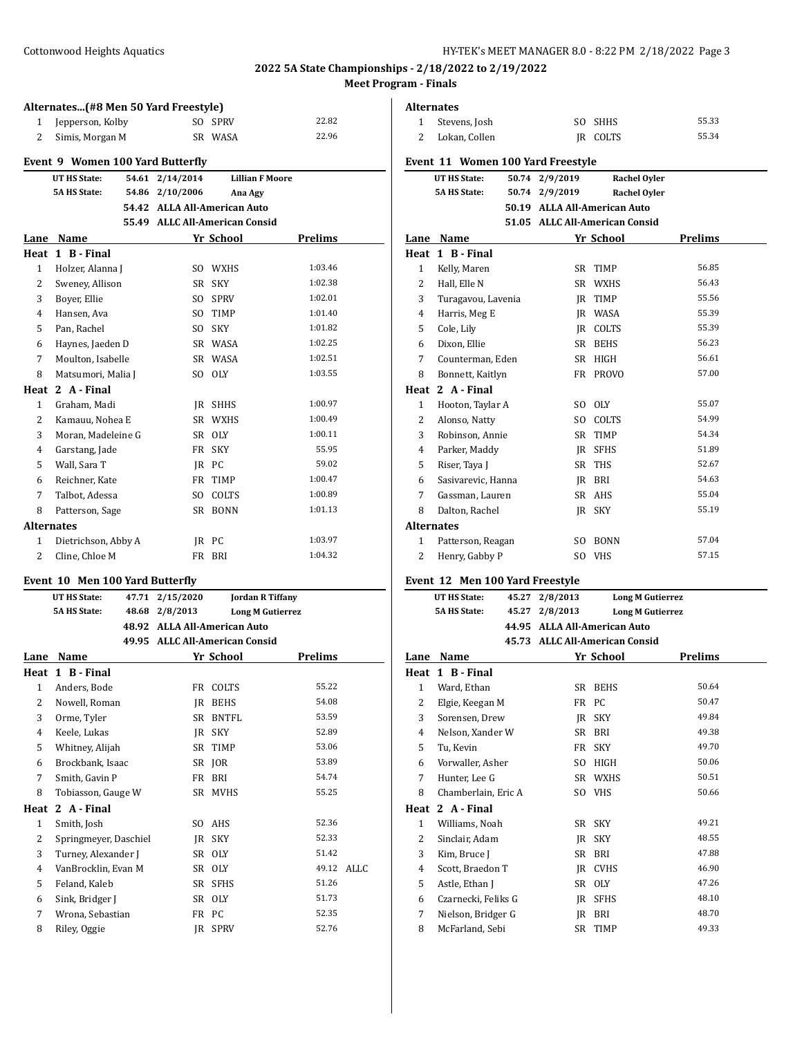## 2022 5A State Championships - 2/18/2022 to 2/19/2022

### Meet Program - Finals

**Alternates...(#8 Men 50 Yard Freestyle)**

| | Name | Yr | School | Prelims |
|---|---|---|---|---|
| 1 | Jepperson, Kolby | SO | SPRV | 22.82 |
| 2 | Simis, Morgan M | SR | WASA | 22.96 |

### Event 9 Women 100 Yard Butterfly

| | | | |
|---|---|---|---|
| UT HS State: | 54.61 | 2/14/2014 | Lillian F Moore |
| 5A HS State: | 54.86 | 2/10/2006 | Ana Agy |
| | 54.42 | ALLA All-American Auto | |
| | 55.49 | ALLC All-American Consid | |

| Lane | Name | Yr | School | Prelims | |
|---|---|---|---|---|---|
| **Heat 1 B - Final** | | | | | |
| 1 | Holzer, Alanna J | SO | WXHS | 1:03.46 | |
| 2 | Sweney, Allison | SR | SKY | 1:02.38 | |
| 3 | Boyer, Ellie | SO | SPRV | 1:02.01 | |
| 4 | Hansen, Ava | SO | TIMP | 1:01.40 | |
| 5 | Pan, Rachel | SO | SKY | 1:01.82 | |
| 6 | Haynes, Jaeden D | SR | WASA | 1:02.25 | |
| 7 | Moulton, Isabelle | SR | WASA | 1:02.51 | |
| 8 | Matsumori, Malia J | SO | OLY | 1:03.55 | |
| **Heat 2 A - Final** | | | | | |
| 1 | Graham, Madi | JR | SHHS | 1:00.97 | |
| 2 | Kamauu, Nohea E | SR | WXHS | 1:00.49 | |
| 3 | Moran, Madeleine G | SR | OLY | 1:00.11 | |
| 4 | Garstang, Jade | FR | SKY | 55.95 | |
| 5 | Wall, Sara T | JR | PC | 59.02 | |
| 6 | Reichner, Kate | FR | TIMP | 1:00.47 | |
| 7 | Talbot, Adessa | SO | COLTS | 1:00.89 | |
| 8 | Patterson, Sage | SR | BONN | 1:01.13 | |
| **Alternates** | | | | | |
| 1 | Dietrichson, Abby A | JR | PC | 1:03.97 | |
| 2 | Cline, Chloe M | FR | BRI | 1:04.32 | |

### Event 10 Men 100 Yard Butterfly

| | | | |
|---|---|---|---|
| UT HS State: | 47.71 | 2/15/2020 | Jordan R Tiffany |
| 5A HS State: | 48.68 | 2/8/2013 | Long M Gutierrez |
| | 48.92 | ALLA All-American Auto | |
| | 49.95 | ALLC All-American Consid | |

| Lane | Name | Yr | School | Prelims | |
|---|---|---|---|---|---|
| **Heat 1 B - Final** | | | | | |
| 1 | Anders, Bode | FR | COLTS | 55.22 | |
| 2 | Nowell, Roman | JR | BEHS | 54.08 | |
| 3 | Orme, Tyler | SR | BNTFL | 53.59 | |
| 4 | Keele, Lukas | JR | SKY | 52.89 | |
| 5 | Whitney, Alijah | SR | TIMP | 53.06 | |
| 6 | Brockbank, Isaac | SR | JOR | 53.89 | |
| 7 | Smith, Gavin P | FR | BRI | 54.74 | |
| 8 | Tobiasson, Gauge W | SR | MVHS | 55.25 | |
| **Heat 2 A - Final** | | | | | |
| 1 | Smith, Josh | SO | AHS | 52.36 | |
| 2 | Springmeyer, Daschiel | JR | SKY | 52.33 | |
| 3 | Turney, Alexander J | SR | OLY | 51.42 | |
| 4 | VanBrocklin, Evan M | SR | OLY | 49.12 | ALLC |
| 5 | Feland, Kaleb | SR | SFHS | 51.26 | |
| 6 | Sink, Bridger J | SR | OLY | 51.73 | |
| 7 | Wrona, Sebastian | FR | PC | 52.35 | |
| 8 | Riley, Oggie | JR | SPRV | 52.76 | |

**Alternates**

| | Name | Yr | School | Prelims |
|---|---|---|---|---|
| 1 | Stevens, Josh | SO | SHHS | 55.33 |
| 2 | Lokan, Collen | JR | COLTS | 55.34 |

### Event 11 Women 100 Yard Freestyle

| | | | |
|---|---|---|---|
| UT HS State: | 50.74 | 2/9/2019 | Rachel Oyler |
| 5A HS State: | 50.74 | 2/9/2019 | Rachel Oyler |
| | 50.19 | ALLA All-American Auto | |
| | 51.05 | ALLC All-American Consid | |

| Lane | Name | Yr | School | Prelims |
|---|---|---|---|---|
| **Heat 1 B - Final** | | | | |
| 1 | Kelly, Maren | SR | TIMP | 56.85 |
| 2 | Hall, Elle N | SR | WXHS | 56.43 |
| 3 | Turagavou, Lavenia | JR | TIMP | 55.56 |
| 4 | Harris, Meg E | JR | WASA | 55.39 |
| 5 | Cole, Lily | JR | COLTS | 55.39 |
| 6 | Dixon, Ellie | SR | BEHS | 56.23 |
| 7 | Counterman, Eden | SR | HIGH | 56.61 |
| 8 | Bonnett, Kaitlyn | FR | PROVO | 57.00 |
| **Heat 2 A - Final** | | | | |
| 1 | Hooton, Taylar A | SO | OLY | 55.07 |
| 2 | Alonso, Natty | SO | COLTS | 54.99 |
| 3 | Robinson, Annie | SR | TIMP | 54.34 |
| 4 | Parker, Maddy | JR | SFHS | 51.89 |
| 5 | Riser, Taya J | SR | THS | 52.67 |
| 6 | Sasivarevic, Hanna | JR | BRI | 54.63 |
| 7 | Gassman, Lauren | SR | AHS | 55.04 |
| 8 | Dalton, Rachel | JR | SKY | 55.19 |
| **Alternates** | | | | |
| 1 | Patterson, Reagan | SO | BONN | 57.04 |
| 2 | Henry, Gabby P | SO | VHS | 57.15 |

### Event 12 Men 100 Yard Freestyle

| | | | |
|---|---|---|---|
| UT HS State: | 45.27 | 2/8/2013 | Long M Gutierrez |
| 5A HS State: | 45.27 | 2/8/2013 | Long M Gutierrez |
| | 44.95 | ALLA All-American Auto | |
| | 45.73 | ALLC All-American Consid | |

| Lane | Name | Yr | School | Prelims |
|---|---|---|---|---|
| **Heat 1 B - Final** | | | | |
| 1 | Ward, Ethan | SR | BEHS | 50.64 |
| 2 | Elgie, Keegan M | FR | PC | 50.47 |
| 3 | Sorensen, Drew | JR | SKY | 49.84 |
| 4 | Nelson, Xander W | SR | BRI | 49.38 |
| 5 | Tu, Kevin | FR | SKY | 49.70 |
| 6 | Vorwaller, Asher | SO | HIGH | 50.06 |
| 7 | Hunter, Lee G | SR | WXHS | 50.51 |
| 8 | Chamberlain, Eric A | SO | VHS | 50.66 |
| **Heat 2 A - Final** | | | | |
| 1 | Williams, Noah | SR | SKY | 49.21 |
| 2 | Sinclair, Adam | JR | SKY | 48.55 |
| 3 | Kim, Bruce J | SR | BRI | 47.88 |
| 4 | Scott, Braedon T | JR | CVHS | 46.90 |
| 5 | Astle, Ethan J | SR | OLY | 47.26 |
| 6 | Czarnecki, Feliks G | JR | SFHS | 48.10 |
| 7 | Nielson, Bridger G | JR | BRI | 48.70 |
| 8 | McFarland, Sebi | SR | TIMP | 49.33 |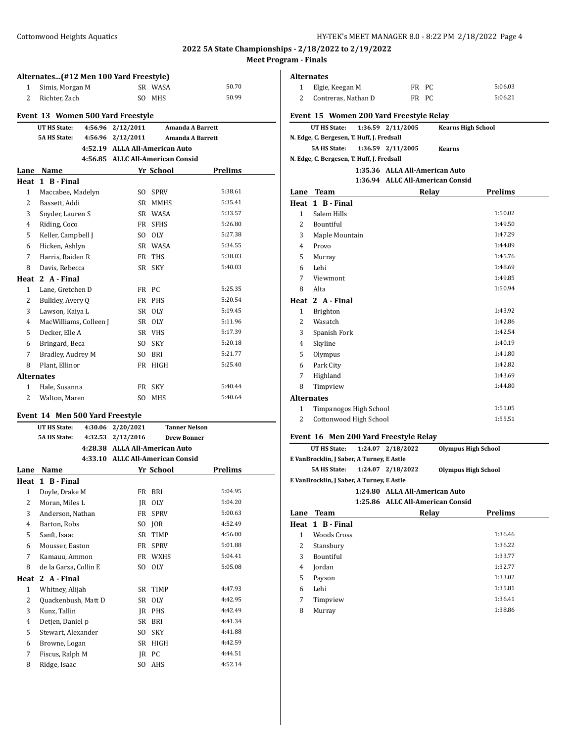**2022 5A State Championships - 2/18/2022 to 2/19/2022**

**Meet Program - Finals**

### Alternates...(#12 Men 100 Yard Freestyle)

| | Name | Yr | School | Prelims |
|---|---|---|---|---|
| 1 | Simis, Morgan M | SR | WASA | 50.70 |
| 2 | Richter, Zach | SO | MHS | 50.99 |

### Event 13 Women 500 Yard Freestyle

**UT HS State:** 4:56.96 2/12/2011 **Amanda A Barrett**
**5A HS State:** 4:56.96 2/12/2011 **Amanda A Barrett**
4:52.19 ALLA All-American Auto
4:56.85 ALLC All-American Consid

| Lane | Name | Yr | School | Prelims |
|---|---|---|---|---|
| **Heat 1 B - Final** | | | | |
| 1 | Maccabee, Madelyn | SO | SPRV | 5:38.61 |
| 2 | Bassett, Addi | SR | MMHS | 5:35.41 |
| 3 | Snyder, Lauren S | SR | WASA | 5:33.57 |
| 4 | Riding, Coco | FR | SFHS | 5:26.80 |
| 5 | Keller, Campbell J | SO | OLY | 5:27.38 |
| 6 | Hicken, Ashlyn | SR | WASA | 5:34.55 |
| 7 | Harris, Raiden R | FR | THS | 5:38.03 |
| 8 | Davis, Rebecca | SR | SKY | 5:40.03 |
| **Heat 2 A - Final** | | | | |
| 1 | Lane, Gretchen D | FR | PC | 5:25.35 |
| 2 | Bulkley, Avery Q | FR | PHS | 5:20.54 |
| 3 | Lawson, Kaiya L | SR | OLY | 5:19.45 |
| 4 | MacWilliams, Colleen J | SR | OLY | 5:11.96 |
| 5 | Decker, Elle A | SR | VHS | 5:17.39 |
| 6 | Bringard, Beca | SO | SKY | 5:20.18 |
| 7 | Bradley, Audrey M | SO | BRI | 5:21.77 |
| 8 | Plant, Ellinor | FR | HIGH | 5:25.40 |
| **Alternates** | | | | |
| 1 | Hale, Susanna | FR | SKY | 5:40.44 |
| 2 | Walton, Maren | SO | MHS | 5:40.64 |

### Event 14 Men 500 Yard Freestyle

**UT HS State:** 4:30.06 2/20/2021 **Tanner Nelson**
**5A HS State:** 4:32.53 2/12/2016 **Drew Bonner**
4:28.38 ALLA All-American Auto
4:33.10 ALLC All-American Consid

| Lane | Name | Yr | School | Prelims |
|---|---|---|---|---|
| **Heat 1 B - Final** | | | | |
| 1 | Doyle, Drake M | FR | BRI | 5:04.95 |
| 2 | Moran, Miles L | JR | OLY | 5:04.20 |
| 3 | Anderson, Nathan | FR | SPRV | 5:00.63 |
| 4 | Barton, Robs | SO | JOR | 4:52.49 |
| 5 | Sanft, Isaac | SR | TIMP | 4:56.00 |
| 6 | Mousser, Easton | FR | SPRV | 5:01.88 |
| 7 | Kamauu, Ammon | FR | WXHS | 5:04.41 |
| 8 | de la Garza, Collin E | SO | OLY | 5:05.08 |
| **Heat 2 A - Final** | | | | |
| 1 | Whitney, Alijah | SR | TIMP | 4:47.93 |
| 2 | Quackenbush, Matt D | SR | OLY | 4:42.95 |
| 3 | Kunz, Tallin | JR | PHS | 4:42.49 |
| 4 | Detjen, Daniel p | SR | BRI | 4:41.34 |
| 5 | Stewart, Alexander | SO | SKY | 4:41.88 |
| 6 | Browne, Logan | SR | HIGH | 4:42.59 |
| 7 | Fiscus, Ralph M | JR | PC | 4:44.51 |
| 8 | Ridge, Isaac | SO | AHS | 4:52.14 |
| **Alternates** | | | | |
| 1 | Elgie, Keegan M | FR | PC | 5:06.03 |
| 2 | Contreras, Nathan D | FR | PC | 5:06.21 |

### Event 15 Women 200 Yard Freestyle Relay

**UT HS State:** 1:36.59 2/11/2005 **Kearns High School**
**N. Edge, C. Bergesen, T. Huff, J. Fredsall**
**5A HS State:** 1:36.59 2/11/2005 **Kearns**
**N. Edge, C. Bergesen, T. Huff, J. Fredsall**
1:35.36 ALLA All-American Auto
1:36.94 ALLC All-American Consid

| Lane | Team | Relay | Prelims |
|---|---|---|---|
| **Heat 1 B - Final** | | | |
| 1 | Salem Hills | | 1:50.02 |
| 2 | Bountiful | | 1:49.50 |
| 3 | Maple Mountain | | 1:47.29 |
| 4 | Provo | | 1:44.89 |
| 5 | Murray | | 1:45.76 |
| 6 | Lehi | | 1:48.69 |
| 7 | Viewmont | | 1:49.85 |
| 8 | Alta | | 1:50.94 |
| **Heat 2 A - Final** | | | |
| 1 | Brighton | | 1:43.92 |
| 2 | Wasatch | | 1:42.86 |
| 3 | Spanish Fork | | 1:42.54 |
| 4 | Skyline | | 1:40.19 |
| 5 | Olympus | | 1:41.80 |
| 6 | Park City | | 1:42.82 |
| 7 | Highland | | 1:43.69 |
| 8 | Timpview | | 1:44.80 |
| **Alternates** | | | |
| 1 | Timpanogos High School | | 1:51.05 |
| 2 | Cottonwood High School | | 1:55.51 |

### Event 16 Men 200 Yard Freestyle Relay

**UT HS State:** 1:24.07 2/18/2022 **Olympus High School**
**E VanBrocklin, J Saber, A Turney, E Astle**
**5A HS State:** 1:24.07 2/18/2022 **Olympus High School**
**E VanBrocklin, J Saber, A Turney, E Astle**
1:24.80 ALLA All-American Auto
1:25.86 ALLC All-American Consid

| Lane | Team | Relay | Prelims |
|---|---|---|---|
| **Heat 1 B - Final** | | | |
| 1 | Woods Cross | | 1:36.46 |
| 2 | Stansbury | | 1:36.22 |
| 3 | Bountiful | | 1:33.77 |
| 4 | Jordan | | 1:32.77 |
| 5 | Payson | | 1:33.02 |
| 6 | Lehi | | 1:35.81 |
| 7 | Timpview | | 1:36.41 |
| 8 | Murray | | 1:38.86 |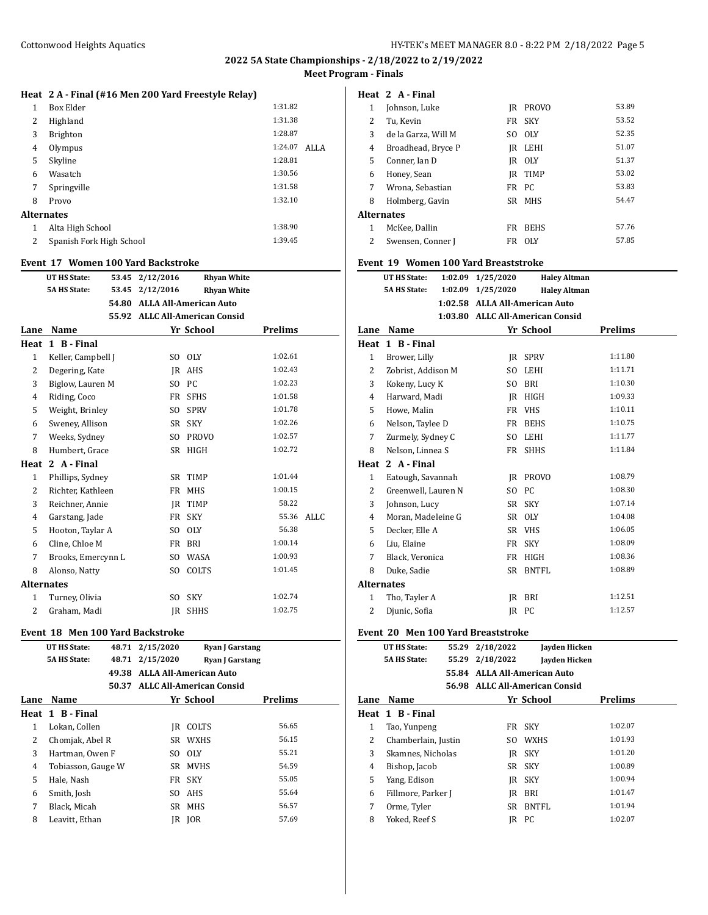## 2022 5A State Championships - 2/18/2022 to 2/19/2022

### Meet Program - Finals

**Heat 2 A - Final (#16 Men 200 Yard Freestyle Relay)**

| Lane | Team | Seed | |
|---|---|---|---|
| 1 | Box Elder | 1:31.82 | |
| 2 | Highland | 1:31.38 | |
| 3 | Brighton | 1:28.87 | |
| 4 | Olympus | 1:24.07 | ALLA |
| 5 | Skyline | 1:28.81 | |
| 6 | Wasatch | 1:30.56 | |
| 7 | Springville | 1:31.58 | |
| 8 | Provo | 1:32.10 | |
| **Alternates** | | | |
| 1 | Alta High School | 1:38.90 | |
| 2 | Spanish Fork High School | 1:39.45 | |

### Event 17 Women 100 Yard Backstroke

| | | | |
|---|---|---|---|
| UT HS State: | 53.45 | 2/12/2016 | Rhyan White |
| 5A HS State: | 53.45 | 2/12/2016 | Rhyan White |
| | 54.80 | ALLA All-American Auto | |
| | 55.92 | ALLC All-American Consid | |

| Lane | Name | Yr | School | Prelims | |
|---|---|---|---|---|---|
| **Heat 1 B - Final** | | | | | |
| 1 | Keller, Campbell J | SO | OLY | 1:02.61 | |
| 2 | Degering, Kate | JR | AHS | 1:02.43 | |
| 3 | Biglow, Lauren M | SO | PC | 1:02.23 | |
| 4 | Riding, Coco | FR | SFHS | 1:01.58 | |
| 5 | Weight, Brinley | SO | SPRV | 1:01.78 | |
| 6 | Sweney, Allison | SR | SKY | 1:02.26 | |
| 7 | Weeks, Sydney | SO | PROVO | 1:02.57 | |
| 8 | Humbert, Grace | SR | HIGH | 1:02.72 | |
| **Heat 2 A - Final** | | | | | |
| 1 | Phillips, Sydney | SR | TIMP | 1:01.44 | |
| 2 | Richter, Kathleen | FR | MHS | 1:00.15 | |
| 3 | Reichner, Annie | JR | TIMP | 58.22 | |
| 4 | Garstang, Jade | FR | SKY | 55.36 | ALLC |
| 5 | Hooton, Taylar A | SO | OLY | 56.38 | |
| 6 | Cline, Chloe M | FR | BRI | 1:00.14 | |
| 7 | Brooks, Emercynn L | SO | WASA | 1:00.93 | |
| 8 | Alonso, Natty | SO | COLTS | 1:01.45 | |
| **Alternates** | | | | | |
| 1 | Turney, Olivia | SO | SKY | 1:02.74 | |
| 2 | Graham, Madi | JR | SHHS | 1:02.75 | |

### Event 18 Men 100 Yard Backstroke

| | | | |
|---|---|---|---|
| UT HS State: | 48.71 | 2/15/2020 | Ryan J Garstang |
| 5A HS State: | 48.71 | 2/15/2020 | Ryan J Garstang |
| | 49.38 | ALLA All-American Auto | |
| | 50.37 | ALLC All-American Consid | |

| Lane | Name | Yr | School | Prelims |
|---|---|---|---|---|
| **Heat 1 B - Final** | | | | |
| 1 | Lokan, Collen | JR | COLTS | 56.65 |
| 2 | Chomjak, Abel R | SR | WXHS | 56.15 |
| 3 | Hartman, Owen F | SO | OLY | 55.21 |
| 4 | Tobiasson, Gauge W | SR | MVHS | 54.59 |
| 5 | Hale, Nash | FR | SKY | 55.05 |
| 6 | Smith, Josh | SO | AHS | 55.64 |
| 7 | Black, Micah | SR | MHS | 56.57 |
| 8 | Leavitt, Ethan | JR | JOR | 57.69 |
| **Heat 2 A - Final** | | | | |
| 1 | Johnson, Luke | JR | PROVO | 53.89 |
| 2 | Tu, Kevin | FR | SKY | 53.52 |
| 3 | de la Garza, Will M | SO | OLY | 52.35 |
| 4 | Broadhead, Bryce P | JR | LEHI | 51.07 |
| 5 | Conner, Ian D | JR | OLY | 51.37 |
| 6 | Honey, Sean | JR | TIMP | 53.02 |
| 7 | Wrona, Sebastian | FR | PC | 53.83 |
| 8 | Holmberg, Gavin | SR | MHS | 54.47 |
| **Alternates** | | | | |
| 1 | McKee, Dallin | FR | BEHS | 57.76 |
| 2 | Swensen, Conner J | FR | OLY | 57.85 |

### Event 19 Women 100 Yard Breaststroke

| | | | |
|---|---|---|---|
| UT HS State: | 1:02.09 | 1/25/2020 | Haley Altman |
| 5A HS State: | 1:02.09 | 1/25/2020 | Haley Altman |
| | 1:02.58 | ALLA All-American Auto | |
| | 1:03.80 | ALLC All-American Consid | |

| Lane | Name | Yr | School | Prelims |
|---|---|---|---|---|
| **Heat 1 B - Final** | | | | |
| 1 | Brower, Lilly | JR | SPRV | 1:11.80 |
| 2 | Zobrist, Addison M | SO | LEHI | 1:11.71 |
| 3 | Kokeny, Lucy K | SO | BRI | 1:10.30 |
| 4 | Harward, Madi | JR | HIGH | 1:09.33 |
| 5 | Howe, Malin | FR | VHS | 1:10.11 |
| 6 | Nelson, Taylee D | FR | BEHS | 1:10.75 |
| 7 | Zurmely, Sydney C | SO | LEHI | 1:11.77 |
| 8 | Nelson, Linnea S | FR | SHHS | 1:11.84 |
| **Heat 2 A - Final** | | | | |
| 1 | Eatough, Savannah | JR | PROVO | 1:08.79 |
| 2 | Greenwell, Lauren N | SO | PC | 1:08.30 |
| 3 | Johnson, Lucy | SR | SKY | 1:07.14 |
| 4 | Moran, Madeleine G | SR | OLY | 1:04.08 |
| 5 | Decker, Elle A | SR | VHS | 1:06.05 |
| 6 | Liu, Elaine | FR | SKY | 1:08.09 |
| 7 | Black, Veronica | FR | HIGH | 1:08.36 |
| 8 | Duke, Sadie | SR | BNTFL | 1:08.89 |
| **Alternates** | | | | |
| 1 | Tho, Tayler A | JR | BRI | 1:12.51 |
| 2 | Djunic, Sofia | JR | PC | 1:12.57 |

### Event 20 Men 100 Yard Breaststroke

| | | | |
|---|---|---|---|
| UT HS State: | 55.29 | 2/18/2022 | Jayden Hicken |
| 5A HS State: | 55.29 | 2/18/2022 | Jayden Hicken |
| | 55.84 | ALLA All-American Auto | |
| | 56.98 | ALLC All-American Consid | |

| Lane | Name | Yr | School | Prelims |
|---|---|---|---|---|
| **Heat 1 B - Final** | | | | |
| 1 | Tao, Yunpeng | FR | SKY | 1:02.07 |
| 2 | Chamberlain, Justin | SO | WXHS | 1:01.93 |
| 3 | Skamnes, Nicholas | JR | SKY | 1:01.20 |
| 4 | Bishop, Jacob | SR | SKY | 1:00.89 |
| 5 | Yang, Edison | JR | SKY | 1:00.94 |
| 6 | Fillmore, Parker J | JR | BRI | 1:01.47 |
| 7 | Orme, Tyler | SR | BNTFL | 1:01.94 |
| 8 | Yoked, Reef S | JR | PC | 1:02.07 |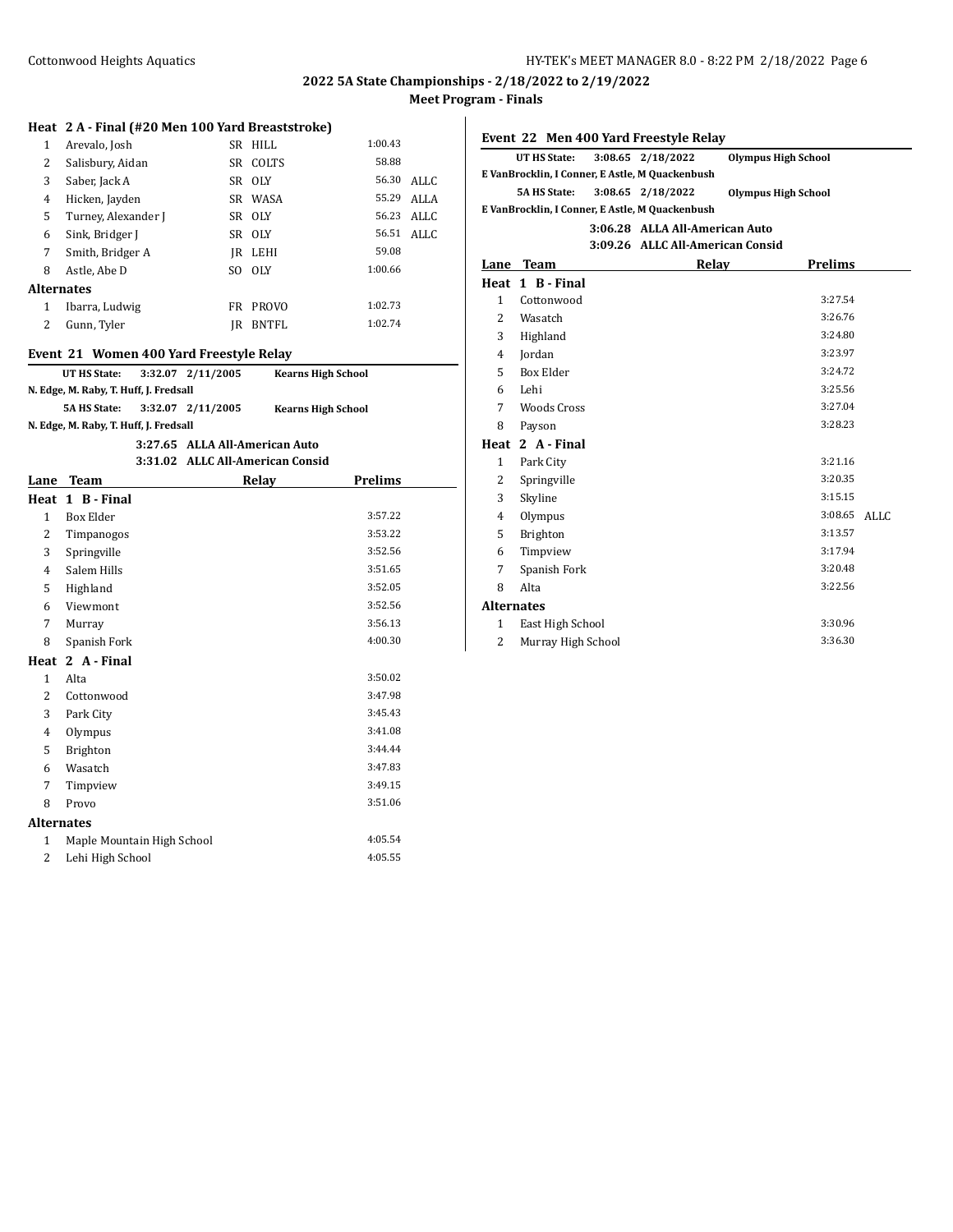## 2022 5A State Championships - 2/18/2022 to 2/19/2022

### Meet Program - Finals

**Heat 2 A - Final (#20 Men 100 Yard Breaststroke)**

| | | | | | |
|---|---|---|---|---|---|
| 1 | Arevalo, Josh | SR | HILL | 1:00.43 | |
| 2 | Salisbury, Aidan | SR | COLTS | 58.88 | |
| 3 | Saber, Jack A | SR | OLY | 56.30 | ALLC |
| 4 | Hicken, Jayden | SR | WASA | 55.29 | ALLA |
| 5 | Turney, Alexander J | SR | OLY | 56.23 | ALLC |
| 6 | Sink, Bridger J | SR | OLY | 56.51 | ALLC |
| 7 | Smith, Bridger A | JR | LEHI | 59.08 | |
| 8 | Astle, Abe D | SO | OLY | 1:00.66 | |

**Alternates**

| | | | | |
|---|---|---|---|---|
| 1 | Ibarra, Ludwig | FR | PROVO | 1:02.73 |
| 2 | Gunn, Tyler | JR | BNTFL | 1:02.74 |

### Event 21 Women 400 Yard Freestyle Relay

UT HS State: 3:32.07 2/11/2005 Kearns High School
N. Edge, M. Raby, T. Huff, J. Fredsall

5A HS State: 3:32.07 2/11/2005 Kearns High School
N. Edge, M. Raby, T. Huff, J. Fredsall

3:27.65 ALLA All-American Auto
3:31.02 ALLC All-American Consid

| Lane | Team | Relay | Prelims |
|---|---|---|---|
| **Heat 1 B - Final** | | | |
| 1 | Box Elder | | 3:57.22 |
| 2 | Timpanogos | | 3:53.22 |
| 3 | Springville | | 3:52.56 |
| 4 | Salem Hills | | 3:51.65 |
| 5 | Highland | | 3:52.05 |
| 6 | Viewmont | | 3:52.56 |
| 7 | Murray | | 3:56.13 |
| 8 | Spanish Fork | | 4:00.30 |
| **Heat 2 A - Final** | | | |
| 1 | Alta | | 3:50.02 |
| 2 | Cottonwood | | 3:47.98 |
| 3 | Park City | | 3:45.43 |
| 4 | Olympus | | 3:41.08 |
| 5 | Brighton | | 3:44.44 |
| 6 | Wasatch | | 3:47.83 |
| 7 | Timpview | | 3:49.15 |
| 8 | Provo | | 3:51.06 |
| **Alternates** | | | |
| 1 | Maple Mountain High School | | 4:05.54 |
| 2 | Lehi High School | | 4:05.55 |

### Event 22 Men 400 Yard Freestyle Relay

UT HS State: 3:08.65 2/18/2022 Olympus High School
E VanBrocklin, I Conner, E Astle, M Quackenbush

5A HS State: 3:08.65 2/18/2022 Olympus High School
E VanBrocklin, I Conner, E Astle, M Quackenbush

3:06.28 ALLA All-American Auto
3:09.26 ALLC All-American Consid

| Lane | Team | Relay | Prelims | |
|---|---|---|---|---|
| **Heat 1 B - Final** | | | | |
| 1 | Cottonwood | | 3:27.54 | |
| 2 | Wasatch | | 3:26.76 | |
| 3 | Highland | | 3:24.80 | |
| 4 | Jordan | | 3:23.97 | |
| 5 | Box Elder | | 3:24.72 | |
| 6 | Lehi | | 3:25.56 | |
| 7 | Woods Cross | | 3:27.04 | |
| 8 | Payson | | 3:28.23 | |
| **Heat 2 A - Final** | | | | |
| 1 | Park City | | 3:21.16 | |
| 2 | Springville | | 3:20.35 | |
| 3 | Skyline | | 3:15.15 | |
| 4 | Olympus | | 3:08.65 | ALLC |
| 5 | Brighton | | 3:13.57 | |
| 6 | Timpview | | 3:17.94 | |
| 7 | Spanish Fork | | 3:20.48 | |
| 8 | Alta | | 3:22.56 | |
| **Alternates** | | | | |
| 1 | East High School | | 3:30.96 | |
| 2 | Murray High School | | 3:36.30 | |